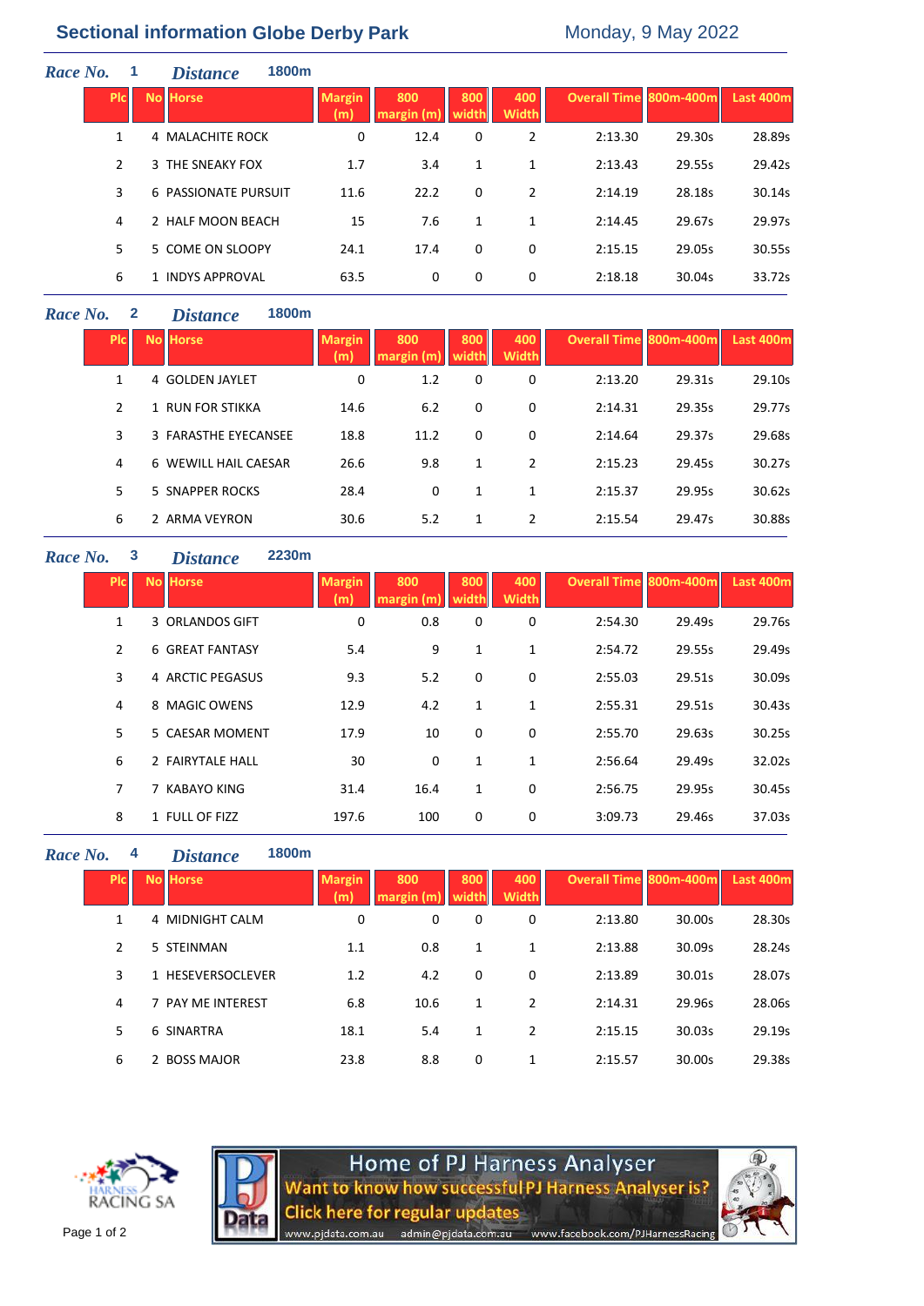# Sectional information Globe Derby Park

Monday, 9 May 2022

**Race No.** 1 **Distance** 1800m

| Plc | No | Horse | Margin (m) | 800 margin (m) | 800 width | 400 Width | Overall Time | 800m-400m | Last 400m |
|---|---|---|---|---|---|---|---|---|---|
| 1 | 4 | MALACHITE ROCK | 0 | 12.4 | 0 | 2 | 2:13.30 | 29.30s | 28.89s |
| 2 | 3 | THE SNEAKY FOX | 1.7 | 3.4 | 1 | 1 | 2:13.43 | 29.55s | 29.42s |
| 3 | 6 | PASSIONATE PURSUIT | 11.6 | 22.2 | 0 | 2 | 2:14.19 | 28.18s | 30.14s |
| 4 | 2 | HALF MOON BEACH | 15 | 7.6 | 1 | 1 | 2:14.45 | 29.67s | 29.97s |
| 5 | 5 | COME ON SLOOPY | 24.1 | 17.4 | 0 | 0 | 2:15.15 | 29.05s | 30.55s |
| 6 | 1 | INDYS APPROVAL | 63.5 | 0 | 0 | 0 | 2:18.18 | 30.04s | 33.72s |

**Race No.** 2 **Distance** 1800m

| Plc | No | Horse | Margin (m) | 800 margin (m) | 800 width | 400 Width | Overall Time | 800m-400m | Last 400m |
|---|---|---|---|---|---|---|---|---|---|
| 1 | 4 | GOLDEN JAYLET | 0 | 1.2 | 0 | 0 | 2:13.20 | 29.31s | 29.10s |
| 2 | 1 | RUN FOR STIKKA | 14.6 | 6.2 | 0 | 0 | 2:14.31 | 29.35s | 29.77s |
| 3 | 3 | FARASTHE EYECANSEE | 18.8 | 11.2 | 0 | 0 | 2:14.64 | 29.37s | 29.68s |
| 4 | 6 | WEWILL HAIL CAESAR | 26.6 | 9.8 | 1 | 2 | 2:15.23 | 29.45s | 30.27s |
| 5 | 5 | SNAPPER ROCKS | 28.4 | 0 | 1 | 1 | 2:15.37 | 29.95s | 30.62s |
| 6 | 2 | ARMA VEYRON | 30.6 | 5.2 | 1 | 2 | 2:15.54 | 29.47s | 30.88s |

**Race No.** 3 **Distance** 2230m

| Plc | No | Horse | Margin (m) | 800 margin (m) | 800 width | 400 Width | Overall Time | 800m-400m | Last 400m |
|---|---|---|---|---|---|---|---|---|---|
| 1 | 3 | ORLANDOS GIFT | 0 | 0.8 | 0 | 0 | 2:54.30 | 29.49s | 29.76s |
| 2 | 6 | GREAT FANTASY | 5.4 | 9 | 1 | 1 | 2:54.72 | 29.55s | 29.49s |
| 3 | 4 | ARCTIC PEGASUS | 9.3 | 5.2 | 0 | 0 | 2:55.03 | 29.51s | 30.09s |
| 4 | 8 | MAGIC OWENS | 12.9 | 4.2 | 1 | 1 | 2:55.31 | 29.51s | 30.43s |
| 5 | 5 | CAESAR MOMENT | 17.9 | 10 | 0 | 0 | 2:55.70 | 29.63s | 30.25s |
| 6 | 2 | FAIRYTALE HALL | 30 | 0 | 1 | 1 | 2:56.64 | 29.49s | 32.02s |
| 7 | 7 | KABAYO KING | 31.4 | 16.4 | 1 | 0 | 2:56.75 | 29.95s | 30.45s |
| 8 | 1 | FULL OF FIZZ | 197.6 | 100 | 0 | 0 | 3:09.73 | 29.46s | 37.03s |

**Race No.** 4 **Distance** 1800m

| Plc | No | Horse | Margin (m) | 800 margin (m) | 800 width | 400 Width | Overall Time | 800m-400m | Last 400m |
|---|---|---|---|---|---|---|---|---|---|
| 1 | 4 | MIDNIGHT CALM | 0 | 0 | 0 | 0 | 2:13.80 | 30.00s | 28.30s |
| 2 | 5 | STEINMAN | 1.1 | 0.8 | 1 | 1 | 2:13.88 | 30.09s | 28.24s |
| 3 | 1 | HESEVERSOCLEVER | 1.2 | 4.2 | 0 | 0 | 2:13.89 | 30.01s | 28.07s |
| 4 | 7 | PAY ME INTEREST | 6.8 | 10.6 | 1 | 2 | 2:14.31 | 29.96s | 28.06s |
| 5 | 6 | SINARTRA | 18.1 | 5.4 | 1 | 2 | 2:15.15 | 30.03s | 29.19s |
| 6 | 2 | BOSS MAJOR | 23.8 | 8.8 | 0 | 1 | 2:15.57 | 30.00s | 29.38s |

HARNESS RACING SA

Home of PJ Harness Analyser
Want to know how successful PJ Harness Analyser is?
Click here for regular updates
www.pjdata.com.au admin@pjdata.com.au www.facebook.com/PJHarnessRacing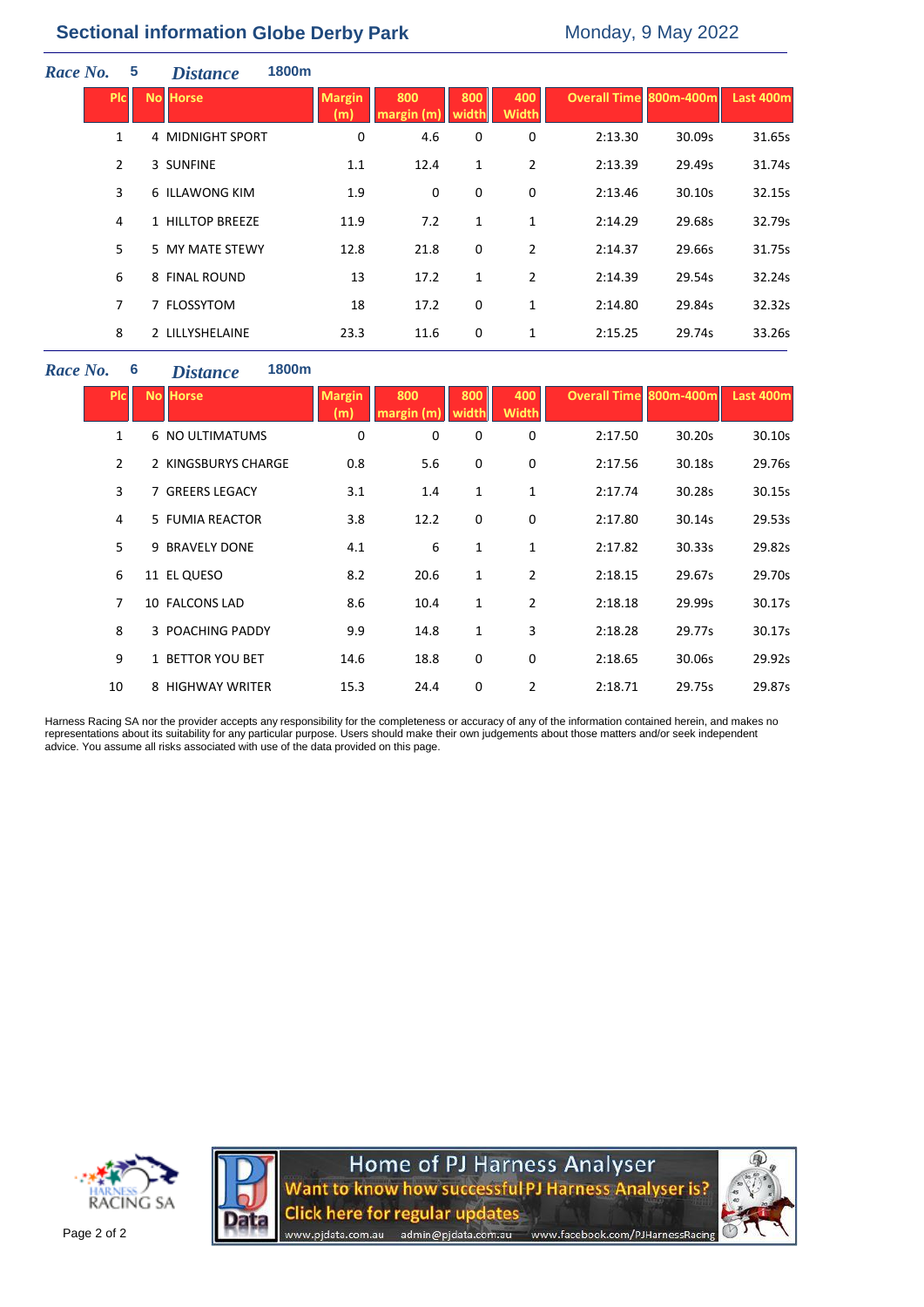## Sectional information Globe Derby Park

Monday, 9 May 2022

***Race No.*** **5** ***Distance*** **1800m**

| Plc | No | Horse | Margin (m) | 800 margin (m) | 800 width | 400 Width | Overall Time | 800m-400m | Last 400m |
|---|---|---|---|---|---|---|---|---|---|
| 1 | 4 | MIDNIGHT SPORT | 0 | 4.6 | 0 | 0 | 2:13.30 | 30.09s | 31.65s |
| 2 | 3 | SUNFINE | 1.1 | 12.4 | 1 | 2 | 2:13.39 | 29.49s | 31.74s |
| 3 | 6 | ILLAWONG KIM | 1.9 | 0 | 0 | 0 | 2:13.46 | 30.10s | 32.15s |
| 4 | 1 | HILLTOP BREEZE | 11.9 | 7.2 | 1 | 1 | 2:14.29 | 29.68s | 32.79s |
| 5 | 5 | MY MATE STEWY | 12.8 | 21.8 | 0 | 2 | 2:14.37 | 29.66s | 31.75s |
| 6 | 8 | FINAL ROUND | 13 | 17.2 | 1 | 2 | 2:14.39 | 29.54s | 32.24s |
| 7 | 7 | FLOSSYTOM | 18 | 17.2 | 0 | 1 | 2:14.80 | 29.84s | 32.32s |
| 8 | 2 | LILLYSHELAINE | 23.3 | 11.6 | 0 | 1 | 2:15.25 | 29.74s | 33.26s |

***Race No.*** **6** ***Distance*** **1800m**

| Plc | No | Horse | Margin (m) | 800 margin (m) | 800 width | 400 Width | Overall Time | 800m-400m | Last 400m |
|---|---|---|---|---|---|---|---|---|---|
| 1 | 6 | NO ULTIMATUMS | 0 | 0 | 0 | 0 | 2:17.50 | 30.20s | 30.10s |
| 2 | 2 | KINGSBURYS CHARGE | 0.8 | 5.6 | 0 | 0 | 2:17.56 | 30.18s | 29.76s |
| 3 | 7 | GREERS LEGACY | 3.1 | 1.4 | 1 | 1 | 2:17.74 | 30.28s | 30.15s |
| 4 | 5 | FUMIA REACTOR | 3.8 | 12.2 | 0 | 0 | 2:17.80 | 30.14s | 29.53s |
| 5 | 9 | BRAVELY DONE | 4.1 | 6 | 1 | 1 | 2:17.82 | 30.33s | 29.82s |
| 6 | 11 | EL QUESO | 8.2 | 20.6 | 1 | 2 | 2:18.15 | 29.67s | 29.70s |
| 7 | 10 | FALCONS LAD | 8.6 | 10.4 | 1 | 2 | 2:18.18 | 29.99s | 30.17s |
| 8 | 3 | POACHING PADDY | 9.9 | 14.8 | 1 | 3 | 2:18.28 | 29.77s | 30.17s |
| 9 | 1 | BETTOR YOU BET | 14.6 | 18.8 | 0 | 0 | 2:18.65 | 30.06s | 29.92s |
| 10 | 8 | HIGHWAY WRITER | 15.3 | 24.4 | 0 | 2 | 2:18.71 | 29.75s | 29.87s |

Harness Racing SA nor the provider accepts any responsibility for the completeness or accuracy of any of the information contained herein, and makes no representations about its suitability for any particular purpose. Users should make their own judgements about those matters and/or seek independent advice. You assume all risks associated with use of the data provided on this page.

HARNESS RACING SA

Home of PJ Harness Analyser
Want to know how successful PJ Harness Analyser is?
Click here for regular updates
www.pjdata.com.au admin@pjdata.com.au www.facebook.com/PJHarnessRacing